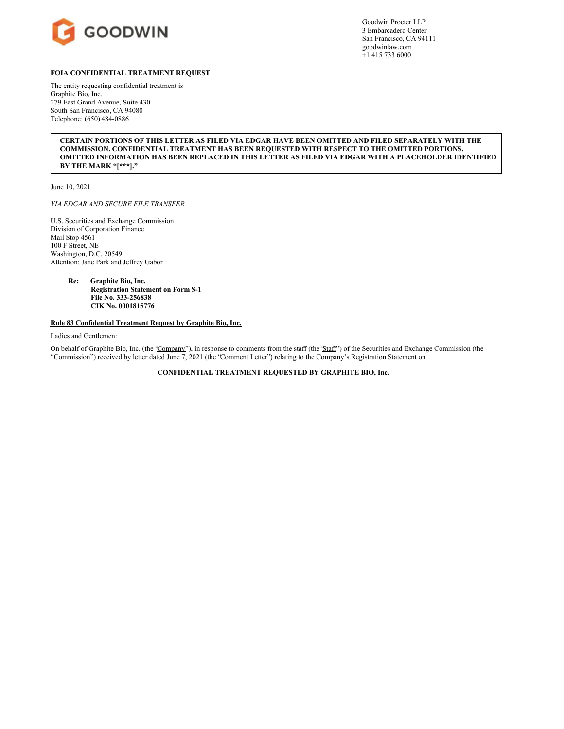GOODWIN

Goodwin Procter LLP
3 Embarcadero Center
San Francisco, CA 94111
goodwinlaw.com
+1 415 733 6000

**FOIA CONFIDENTIAL TREATMENT REQUEST**

The entity requesting confidential treatment is
Graphite Bio, Inc.
279 East Grand Avenue, Suite 430
South San Francisco, CA 94080
Telephone: (650) 484-0886

**CERTAIN PORTIONS OF THIS LETTER AS FILED VIA EDGAR HAVE BEEN OMITTED AND FILED SEPARATELY WITH THE COMMISSION. CONFIDENTIAL TREATMENT HAS BEEN REQUESTED WITH RESPECT TO THE OMITTED PORTIONS. OMITTED INFORMATION HAS BEEN REPLACED IN THIS LETTER AS FILED VIA EDGAR WITH A PLACEHOLDER IDENTIFIED BY THE MARK "[***]."**

June 10, 2021

*VIA EDGAR AND SECURE FILE TRANSFER*

U.S. Securities and Exchange Commission
Division of Corporation Finance
Mail Stop 4561
100 F Street, NE
Washington, D.C. 20549
Attention: Jane Park and Jeffrey Gabor

**Re: Graphite Bio, Inc.**
**Registration Statement on Form S-1**
**File No. 333-256838**
**CIK No. 0001815776**

**Rule 83 Confidential Treatment Request by Graphite Bio, Inc.**

Ladies and Gentlemen:

On behalf of Graphite Bio, Inc. (the "Company"), in response to comments from the staff (the "Staff") of the Securities and Exchange Commission (the "Commission") received by letter dated June 7, 2021 (the "Comment Letter") relating to the Company's Registration Statement on

**CONFIDENTIAL TREATMENT REQUESTED BY GRAPHITE BIO, Inc.**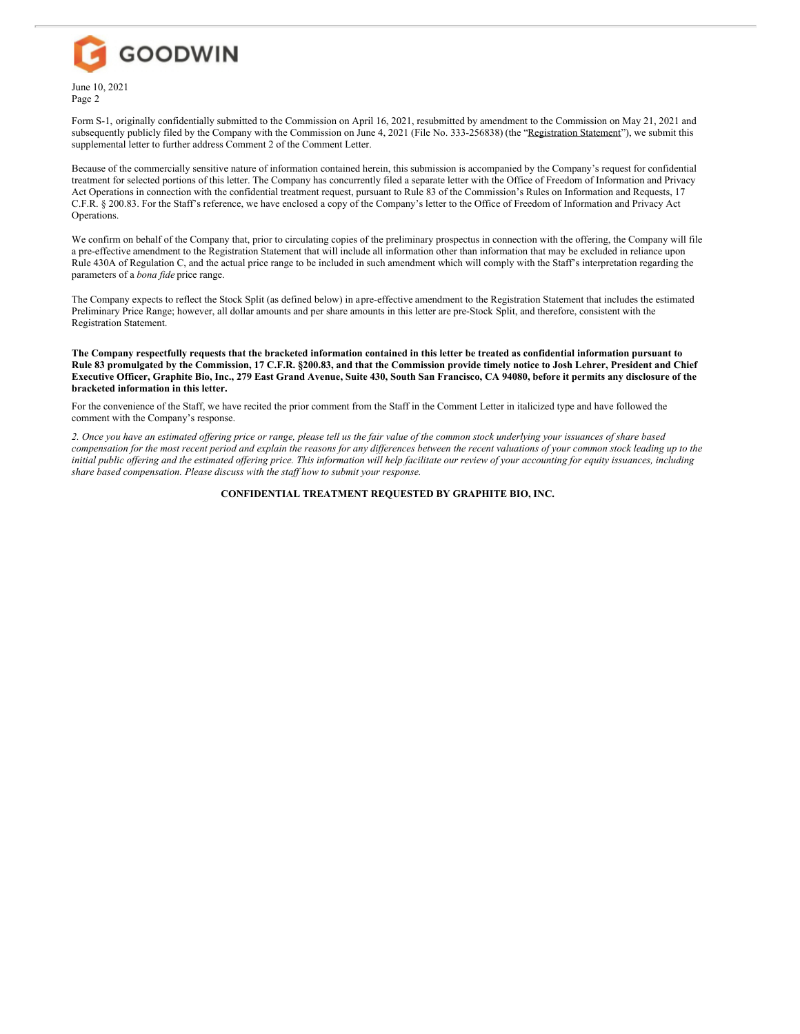Form S-1, originally confidentially submitted to the Commission on April 16, 2021, resubmitted by amendment to the Commission on May 21, 2021 and subsequently publicly filed by the Company with the Commission on June 4, 2021 (File No. 333-256838) (the "Registration Statement"), we submit this supplemental letter to further address Comment 2 of the Comment Letter.

Because of the commercially sensitive nature of information contained herein, this submission is accompanied by the Company's request for confidential treatment for selected portions of this letter. The Company has concurrently filed a separate letter with the Office of Freedom of Information and Privacy Act Operations in connection with the confidential treatment request, pursuant to Rule 83 of the Commission's Rules on Information and Requests, 17 C.F.R. § 200.83. For the Staff's reference, we have enclosed a copy of the Company's letter to the Office of Freedom of Information and Privacy Act Operations.

We confirm on behalf of the Company that, prior to circulating copies of the preliminary prospectus in connection with the offering, the Company will file a pre-effective amendment to the Registration Statement that will include all information other than information that may be excluded in reliance upon Rule 430A of Regulation C, and the actual price range to be included in such amendment which will comply with the Staff's interpretation regarding the parameters of a *bona fide* price range.

The Company expects to reflect the Stock Split (as defined below) in a pre-effective amendment to the Registration Statement that includes the estimated Preliminary Price Range; however, all dollar amounts and per share amounts in this letter are pre-Stock Split, and therefore, consistent with the Registration Statement.

**The Company respectfully requests that the bracketed information contained in this letter be treated as confidential information pursuant to Rule 83 promulgated by the Commission, 17 C.F.R. §200.83, and that the Commission provide timely notice to Josh Lehrer, President and Chief Executive Officer, Graphite Bio, Inc., 279 East Grand Avenue, Suite 430, South San Francisco, CA 94080, before it permits any disclosure of the bracketed information in this letter.**

For the convenience of the Staff, we have recited the prior comment from the Staff in the Comment Letter in italicized type and have followed the comment with the Company's response.

*2. Once you have an estimated offering price or range, please tell us the fair value of the common stock underlying your issuances of share based compensation for the most recent period and explain the reasons for any differences between the recent valuations of your common stock leading up to the initial public offering and the estimated offering price. This information will help facilitate our review of your accounting for equity issuances, including share based compensation. Please discuss with the staff how to submit your response.*

**CONFIDENTIAL TREATMENT REQUESTED BY GRAPHITE BIO, INC.**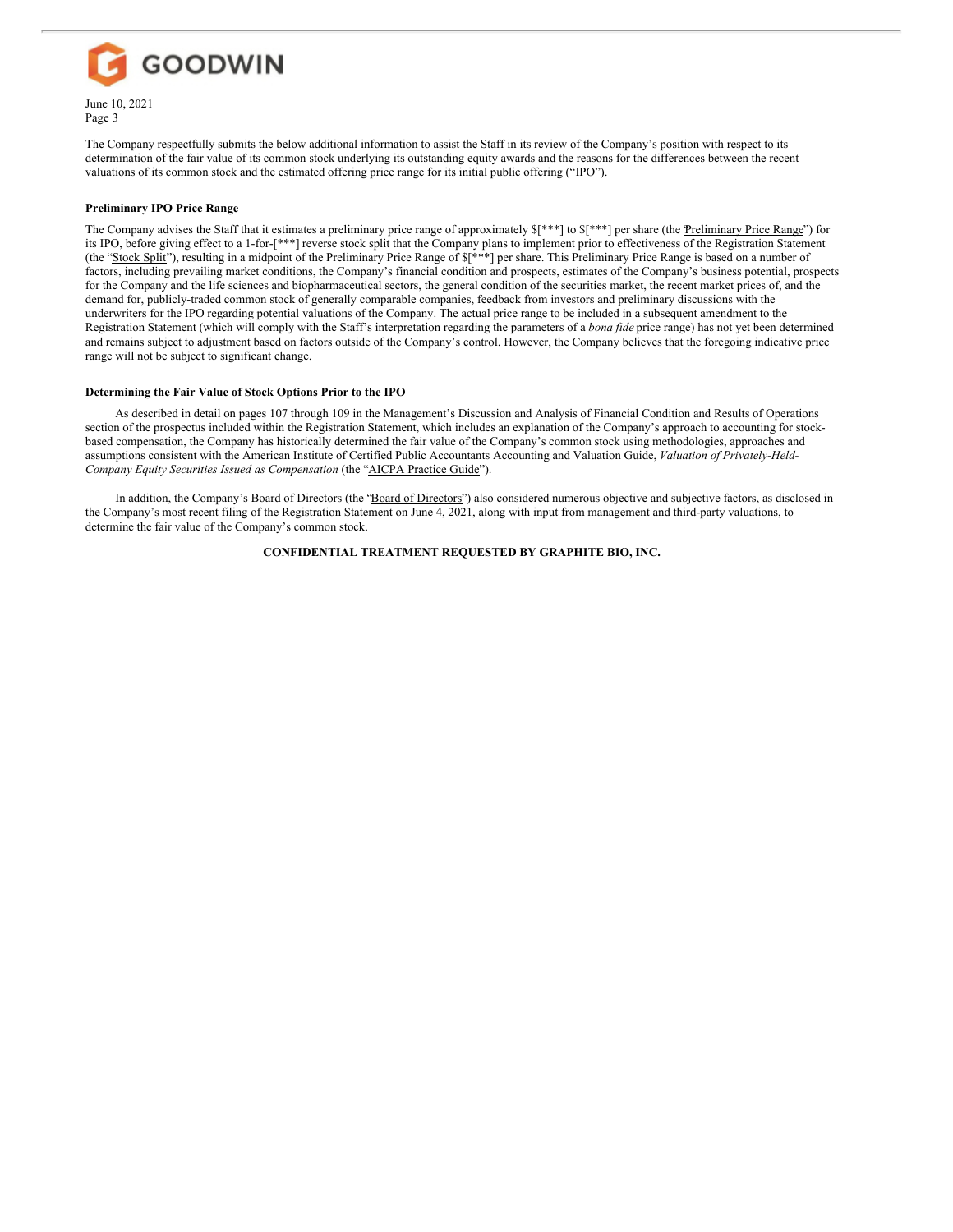The Company respectfully submits the below additional information to assist the Staff in its review of the Company's position with respect to its determination of the fair value of its common stock underlying its outstanding equity awards and the reasons for the differences between the recent valuations of its common stock and the estimated offering price range for its initial public offering ("IPO").

**Preliminary IPO Price Range**

The Company advises the Staff that it estimates a preliminary price range of approximately $[***] to $[***] per share (the "Preliminary Price Range") for its IPO, before giving effect to a 1-for-[***] reverse stock split that the Company plans to implement prior to effectiveness of the Registration Statement (the "Stock Split"), resulting in a midpoint of the Preliminary Price Range of $[***] per share. This Preliminary Price Range is based on a number of factors, including prevailing market conditions, the Company's financial condition and prospects, estimates of the Company's business potential, prospects for the Company and the life sciences and biopharmaceutical sectors, the general condition of the securities market, the recent market prices of, and the demand for, publicly-traded common stock of generally comparable companies, feedback from investors and preliminary discussions with the underwriters for the IPO regarding potential valuations of the Company. The actual price range to be included in a subsequent amendment to the Registration Statement (which will comply with the Staff's interpretation regarding the parameters of a *bona fide* price range) has not yet been determined and remains subject to adjustment based on factors outside of the Company's control. However, the Company believes that the foregoing indicative price range will not be subject to significant change.

**Determining the Fair Value of Stock Options Prior to the IPO**

As described in detail on pages 107 through 109 in the Management's Discussion and Analysis of Financial Condition and Results of Operations section of the prospectus included within the Registration Statement, which includes an explanation of the Company's approach to accounting for stock-based compensation, the Company has historically determined the fair value of the Company's common stock using methodologies, approaches and assumptions consistent with the American Institute of Certified Public Accountants Accounting and Valuation Guide, *Valuation of Privately-Held-Company Equity Securities Issued as Compensation* (the "AICPA Practice Guide").

In addition, the Company's Board of Directors (the "Board of Directors") also considered numerous objective and subjective factors, as disclosed in the Company's most recent filing of the Registration Statement on June 4, 2021, along with input from management and third-party valuations, to determine the fair value of the Company's common stock.

**CONFIDENTIAL TREATMENT REQUESTED BY GRAPHITE BIO, INC.**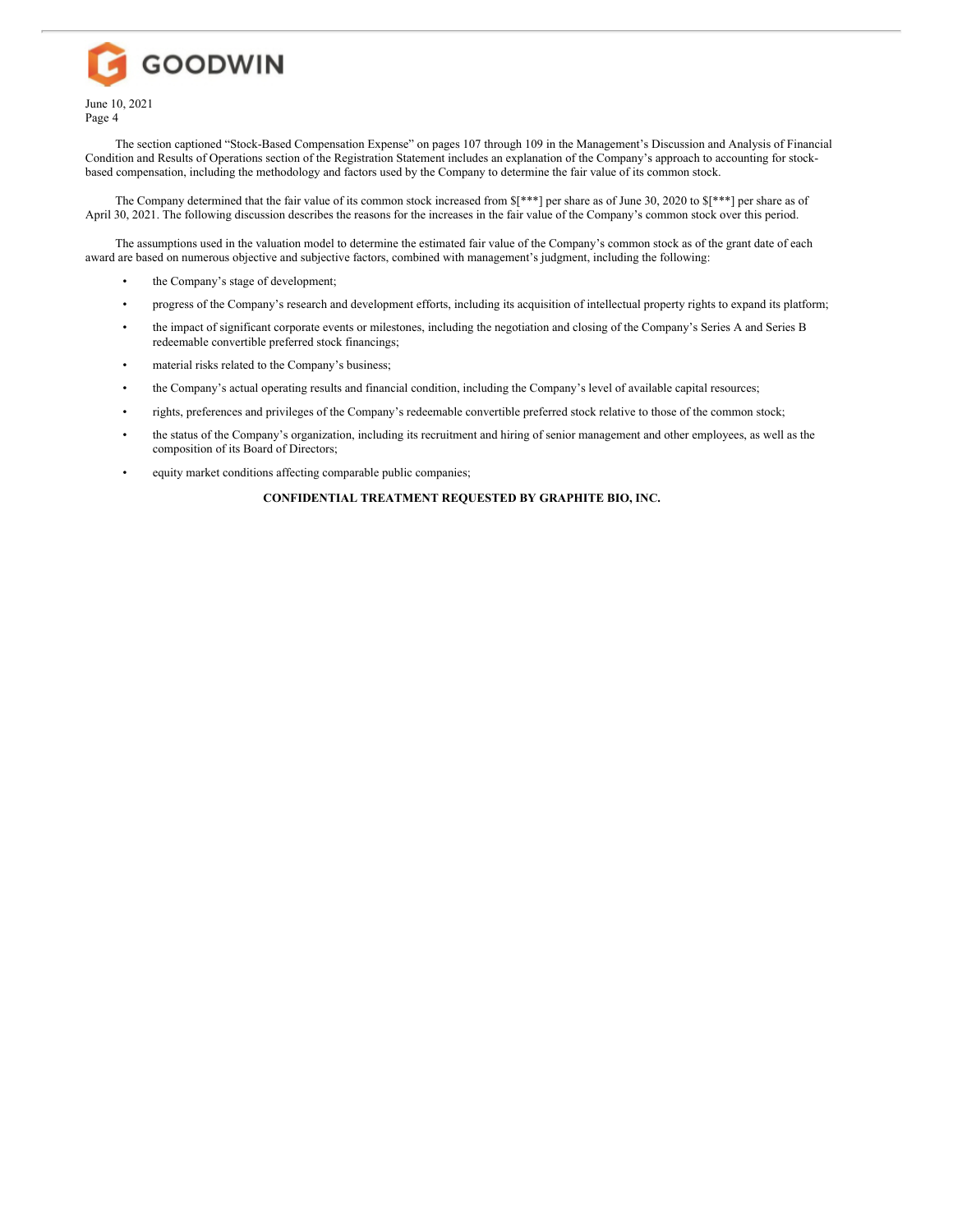The section captioned "Stock-Based Compensation Expense" on pages 107 through 109 in the Management's Discussion and Analysis of Financial Condition and Results of Operations section of the Registration Statement includes an explanation of the Company's approach to accounting for stock-based compensation, including the methodology and factors used by the Company to determine the fair value of its common stock.

The Company determined that the fair value of its common stock increased from $[***] per share as of June 30, 2020 to $[***] per share as of April 30, 2021. The following discussion describes the reasons for the increases in the fair value of the Company's common stock over this period.

The assumptions used in the valuation model to determine the estimated fair value of the Company's common stock as of the grant date of each award are based on numerous objective and subjective factors, combined with management's judgment, including the following:

- the Company's stage of development;
- progress of the Company's research and development efforts, including its acquisition of intellectual property rights to expand its platform;
- the impact of significant corporate events or milestones, including the negotiation and closing of the Company's Series A and Series B redeemable convertible preferred stock financings;
- material risks related to the Company's business;
- the Company's actual operating results and financial condition, including the Company's level of available capital resources;
- rights, preferences and privileges of the Company's redeemable convertible preferred stock relative to those of the common stock;
- the status of the Company's organization, including its recruitment and hiring of senior management and other employees, as well as the composition of its Board of Directors;
- equity market conditions affecting comparable public companies;

**CONFIDENTIAL TREATMENT REQUESTED BY GRAPHITE BIO, INC.**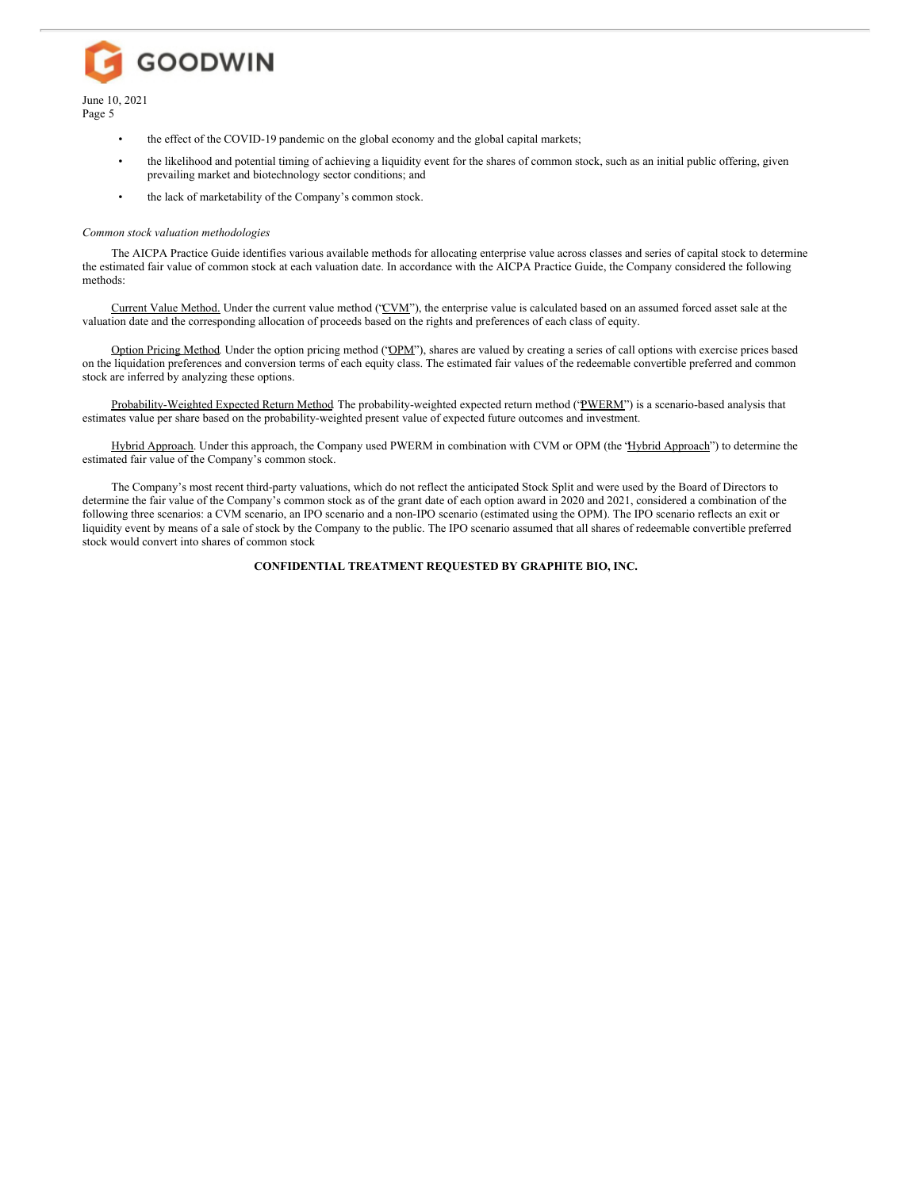- the effect of the COVID-19 pandemic on the global economy and the global capital markets;
- the likelihood and potential timing of achieving a liquidity event for the shares of common stock, such as an initial public offering, given prevailing market and biotechnology sector conditions; and
- the lack of marketability of the Company's common stock.

*Common stock valuation methodologies*

The AICPA Practice Guide identifies various available methods for allocating enterprise value across classes and series of capital stock to determine the estimated fair value of common stock at each valuation date. In accordance with the AICPA Practice Guide, the Company considered the following methods:

Current Value Method. Under the current value method ("CVM"), the enterprise value is calculated based on an assumed forced asset sale at the valuation date and the corresponding allocation of proceeds based on the rights and preferences of each class of equity.

Option Pricing Method. Under the option pricing method ("OPM"), shares are valued by creating a series of call options with exercise prices based on the liquidation preferences and conversion terms of each equity class. The estimated fair values of the redeemable convertible preferred and common stock are inferred by analyzing these options.

Probability-Weighted Expected Return Method. The probability-weighted expected return method ("PWERM") is a scenario-based analysis that estimates value per share based on the probability-weighted present value of expected future outcomes and investment.

Hybrid Approach. Under this approach, the Company used PWERM in combination with CVM or OPM (the "Hybrid Approach") to determine the estimated fair value of the Company's common stock.

The Company's most recent third-party valuations, which do not reflect the anticipated Stock Split and were used by the Board of Directors to determine the fair value of the Company's common stock as of the grant date of each option award in 2020 and 2021, considered a combination of the following three scenarios: a CVM scenario, an IPO scenario and a non-IPO scenario (estimated using the OPM). The IPO scenario reflects an exit or liquidity event by means of a sale of stock by the Company to the public. The IPO scenario assumed that all shares of redeemable convertible preferred stock would convert into shares of common stock

**CONFIDENTIAL TREATMENT REQUESTED BY GRAPHITE BIO, INC.**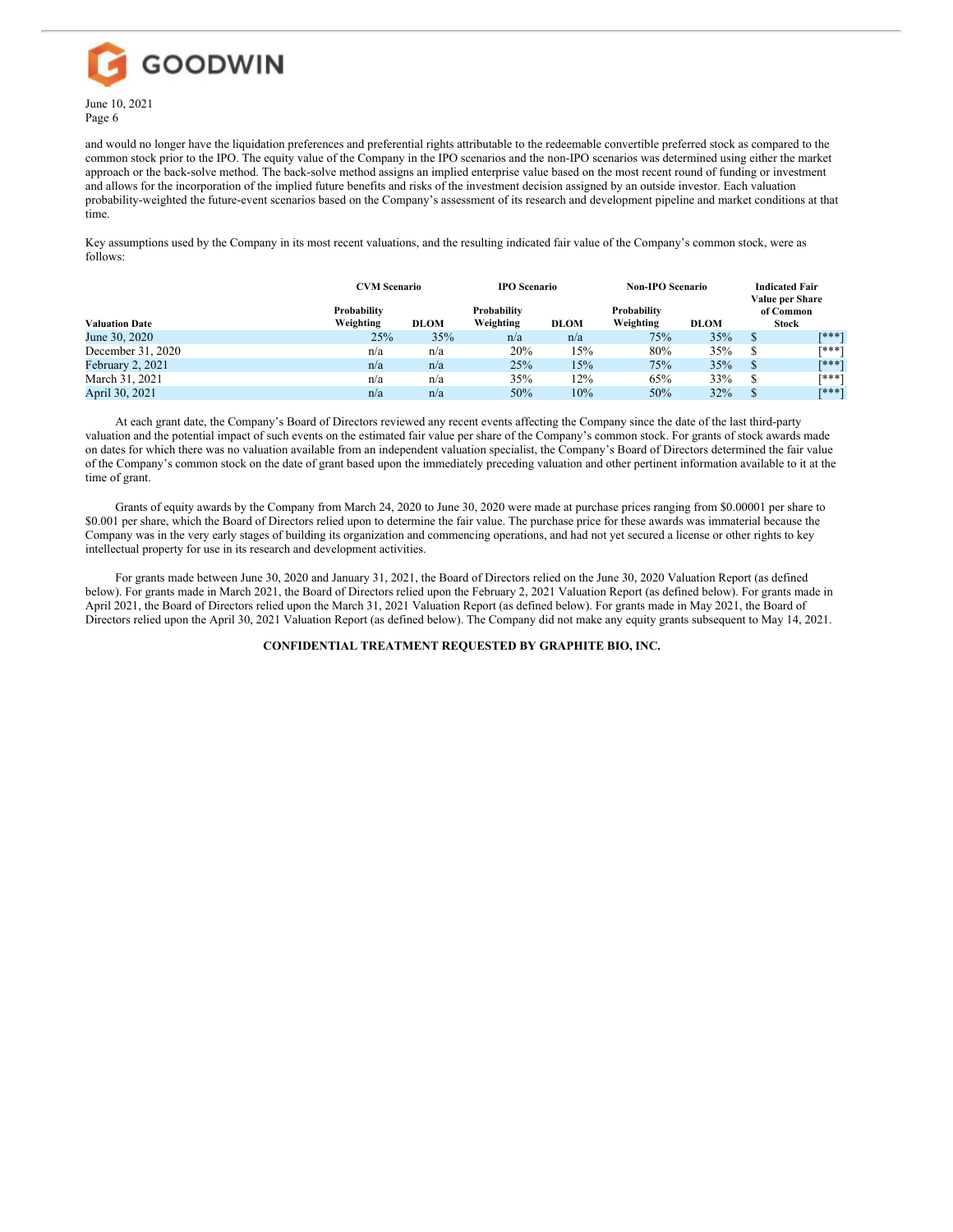and would no longer have the liquidation preferences and preferential rights attributable to the redeemable convertible preferred stock as compared to the common stock prior to the IPO. The equity value of the Company in the IPO scenarios and the non-IPO scenarios was determined using either the market approach or the back-solve method. The back-solve method assigns an implied enterprise value based on the most recent round of funding or investment and allows for the incorporation of the implied future benefits and risks of the investment decision assigned by an outside investor. Each valuation probability-weighted the future-event scenarios based on the Company's assessment of its research and development pipeline and market conditions at that time.

Key assumptions used by the Company in its most recent valuations, and the resulting indicated fair value of the Company's common stock, were as follows:

| | CVM Scenario | | IPO Scenario | | Non-IPO Scenario | | Indicated Fair Value per Share of Common Stock |
|---|---|---|---|---|---|---|---|
| **Valuation Date** | **Probability Weighting** | **DLOM** | **Probability Weighting** | **DLOM** | **Probability Weighting** | **DLOM** | |
| June 30, 2020 | 25% | 35% | n/a | n/a | 75% | 35% | $ [***] |
| December 31, 2020 | n/a | n/a | 20% | 15% | 80% | 35% | $ [***] |
| February 2, 2021 | n/a | n/a | 25% | 15% | 75% | 35% | $ [***] |
| March 31, 2021 | n/a | n/a | 35% | 12% | 65% | 33% | $ [***] |
| April 30, 2021 | n/a | n/a | 50% | 10% | 50% | 32% | $ [***] |

At each grant date, the Company's Board of Directors reviewed any recent events affecting the Company since the date of the last third-party valuation and the potential impact of such events on the estimated fair value per share of the Company's common stock. For grants of stock awards made on dates for which there was no valuation available from an independent valuation specialist, the Company's Board of Directors determined the fair value of the Company's common stock on the date of grant based upon the immediately preceding valuation and other pertinent information available to it at the time of grant.

Grants of equity awards by the Company from March 24, 2020 to June 30, 2020 were made at purchase prices ranging from $0.00001 per share to $0.001 per share, which the Board of Directors relied upon to determine the fair value. The purchase price for these awards was immaterial because the Company was in the very early stages of building its organization and commencing operations, and had not yet secured a license or other rights to key intellectual property for use in its research and development activities.

For grants made between June 30, 2020 and January 31, 2021, the Board of Directors relied on the June 30, 2020 Valuation Report (as defined below). For grants made in March 2021, the Board of Directors relied upon the February 2, 2021 Valuation Report (as defined below). For grants made in April 2021, the Board of Directors relied upon the March 31, 2021 Valuation Report (as defined below). For grants made in May 2021, the Board of Directors relied upon the April 30, 2021 Valuation Report (as defined below). The Company did not make any equity grants subsequent to May 14, 2021.

**CONFIDENTIAL TREATMENT REQUESTED BY GRAPHITE BIO, INC.**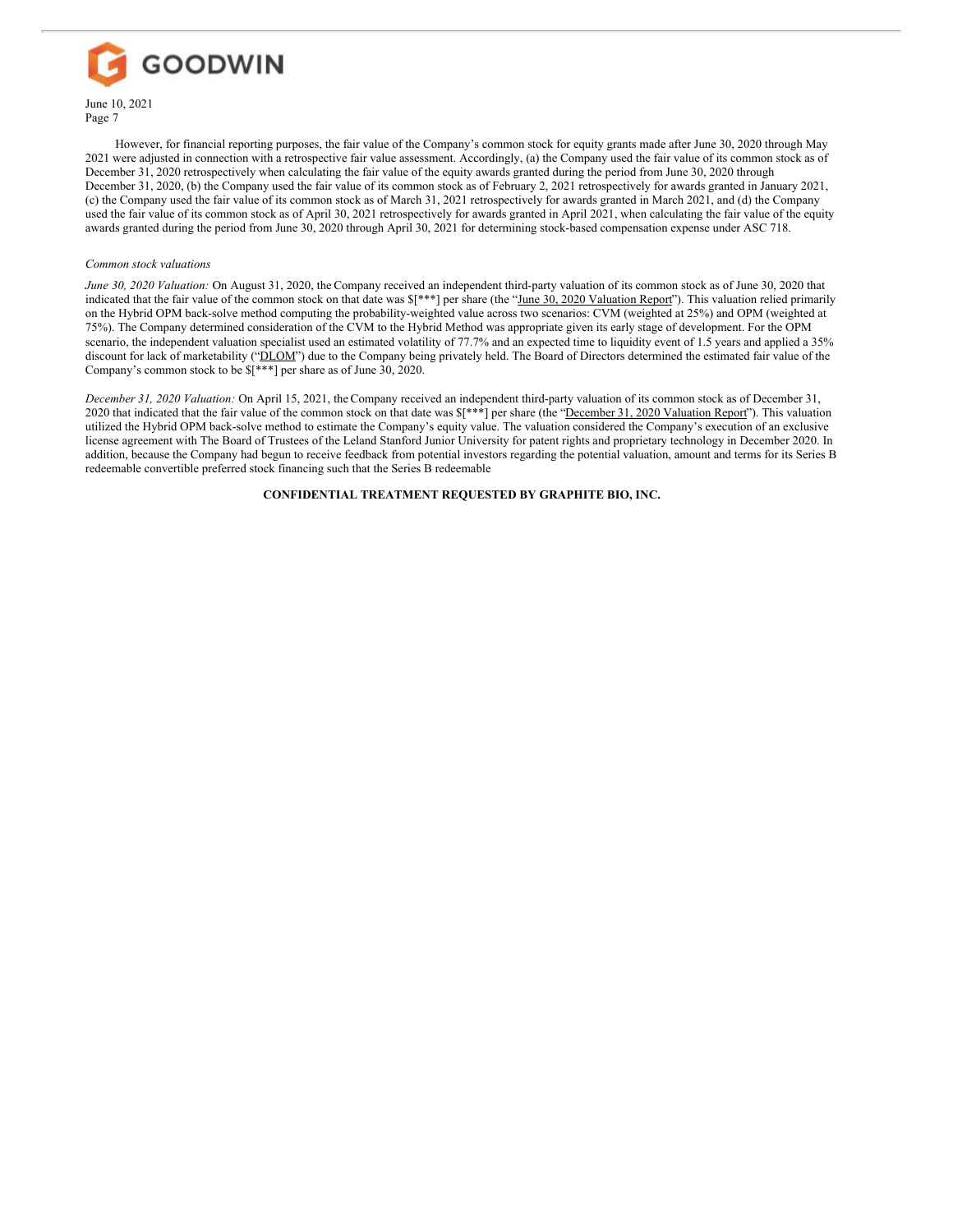However, for financial reporting purposes, the fair value of the Company's common stock for equity grants made after June 30, 2020 through May 2021 were adjusted in connection with a retrospective fair value assessment. Accordingly, (a) the Company used the fair value of its common stock as of December 31, 2020 retrospectively when calculating the fair value of the equity awards granted during the period from June 30, 2020 through December 31, 2020, (b) the Company used the fair value of its common stock as of February 2, 2021 retrospectively for awards granted in January 2021, (c) the Company used the fair value of its common stock as of March 31, 2021 retrospectively for awards granted in March 2021, and (d) the Company used the fair value of its common stock as of April 30, 2021 retrospectively for awards granted in April 2021, when calculating the fair value of the equity awards granted during the period from June 30, 2020 through April 30, 2021 for determining stock-based compensation expense under ASC 718.

*Common stock valuations*

*June 30, 2020 Valuation:* On August 31, 2020, the Company received an independent third-party valuation of its common stock as of June 30, 2020 that indicated that the fair value of the common stock on that date was $[***] per share (the "June 30, 2020 Valuation Report"). This valuation relied primarily on the Hybrid OPM back-solve method computing the probability-weighted value across two scenarios: CVM (weighted at 25%) and OPM (weighted at 75%). The Company determined consideration of the CVM to the Hybrid Method was appropriate given its early stage of development. For the OPM scenario, the independent valuation specialist used an estimated volatility of 77.7% and an expected time to liquidity event of 1.5 years and applied a 35% discount for lack of marketability ("DLOM") due to the Company being privately held. The Board of Directors determined the estimated fair value of the Company's common stock to be $[***] per share as of June 30, 2020.

*December 31, 2020 Valuation:* On April 15, 2021, the Company received an independent third-party valuation of its common stock as of December 31, 2020 that indicated that the fair value of the common stock on that date was $[***] per share (the "December 31, 2020 Valuation Report"). This valuation utilized the Hybrid OPM back-solve method to estimate the Company's equity value. The valuation considered the Company's execution of an exclusive license agreement with The Board of Trustees of the Leland Stanford Junior University for patent rights and proprietary technology in December 2020. In addition, because the Company had begun to receive feedback from potential investors regarding the potential valuation, amount and terms for its Series B redeemable convertible preferred stock financing such that the Series B redeemable

**CONFIDENTIAL TREATMENT REQUESTED BY GRAPHITE BIO, INC.**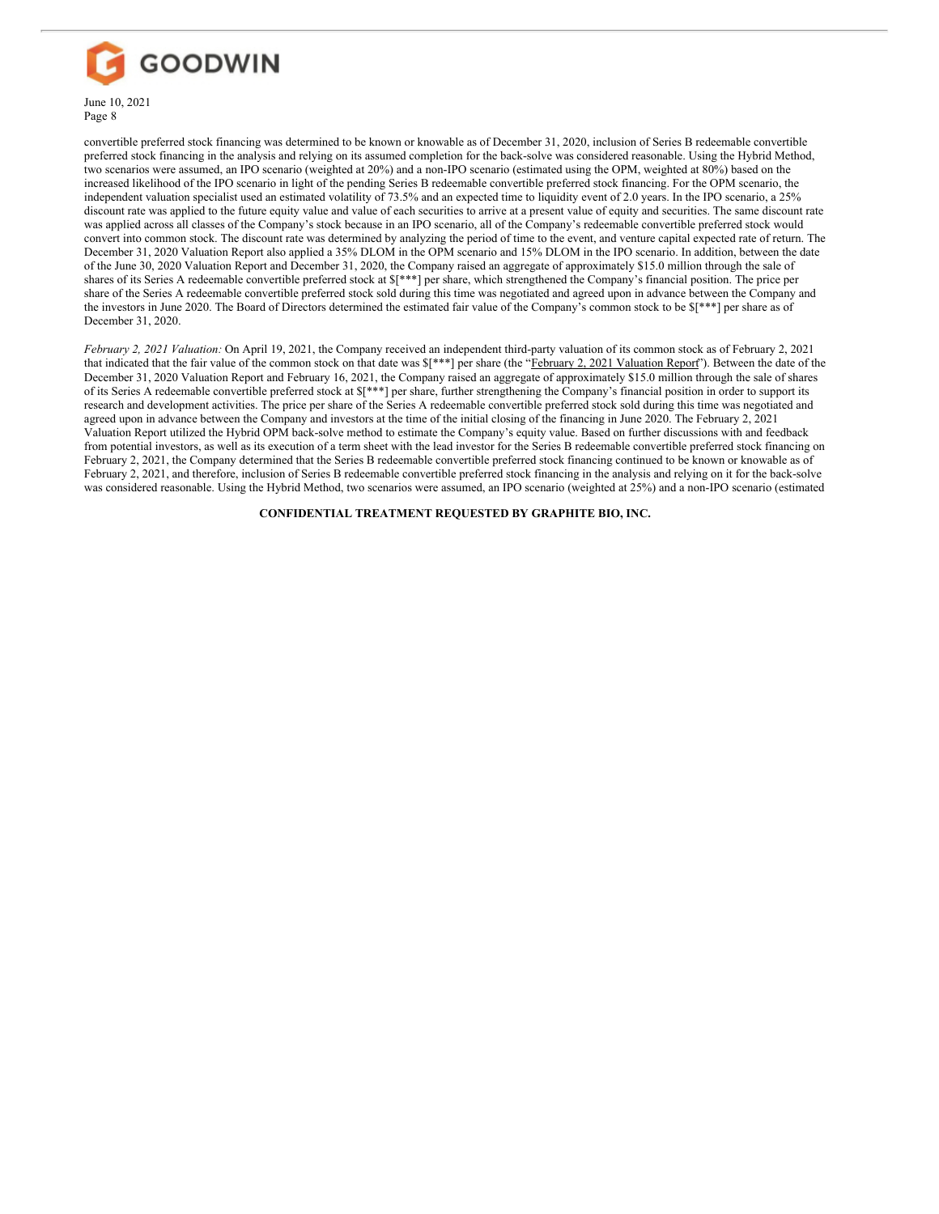convertible preferred stock financing was determined to be known or knowable as of December 31, 2020, inclusion of Series B redeemable convertible preferred stock financing in the analysis and relying on its assumed completion for the back-solve was considered reasonable. Using the Hybrid Method, two scenarios were assumed, an IPO scenario (weighted at 20%) and a non-IPO scenario (estimated using the OPM, weighted at 80%) based on the increased likelihood of the IPO scenario in light of the pending Series B redeemable convertible preferred stock financing. For the OPM scenario, the independent valuation specialist used an estimated volatility of 73.5% and an expected time to liquidity event of 2.0 years. In the IPO scenario, a 25% discount rate was applied to the future equity value and value of each securities to arrive at a present value of equity and securities. The same discount rate was applied across all classes of the Company's stock because in an IPO scenario, all of the Company's redeemable convertible preferred stock would convert into common stock. The discount rate was determined by analyzing the period of time to the event, and venture capital expected rate of return. The December 31, 2020 Valuation Report also applied a 35% DLOM in the OPM scenario and 15% DLOM in the IPO scenario. In addition, between the date of the June 30, 2020 Valuation Report and December 31, 2020, the Company raised an aggregate of approximately $15.0 million through the sale of shares of its Series A redeemable convertible preferred stock at $[***] per share, which strengthened the Company's financial position. The price per share of the Series A redeemable convertible preferred stock sold during this time was negotiated and agreed upon in advance between the Company and the investors in June 2020. The Board of Directors determined the estimated fair value of the Company's common stock to be $[***] per share as of December 31, 2020.

*February 2, 2021 Valuation:* On April 19, 2021, the Company received an independent third-party valuation of its common stock as of February 2, 2021 that indicated that the fair value of the common stock on that date was $[***] per share (the "February 2, 2021 Valuation Report"). Between the date of the December 31, 2020 Valuation Report and February 16, 2021, the Company raised an aggregate of approximately $15.0 million through the sale of shares of its Series A redeemable convertible preferred stock at $[***] per share, further strengthening the Company's financial position in order to support its research and development activities. The price per share of the Series A redeemable convertible preferred stock sold during this time was negotiated and agreed upon in advance between the Company and investors at the time of the initial closing of the financing in June 2020. The February 2, 2021 Valuation Report utilized the Hybrid OPM back-solve method to estimate the Company's equity value. Based on further discussions with and feedback from potential investors, as well as its execution of a term sheet with the lead investor for the Series B redeemable convertible preferred stock financing on February 2, 2021, the Company determined that the Series B redeemable convertible preferred stock financing continued to be known or knowable as of February 2, 2021, and therefore, inclusion of Series B redeemable convertible preferred stock financing in the analysis and relying on it for the back-solve was considered reasonable. Using the Hybrid Method, two scenarios were assumed, an IPO scenario (weighted at 25%) and a non-IPO scenario (estimated

**CONFIDENTIAL TREATMENT REQUESTED BY GRAPHITE BIO, INC.**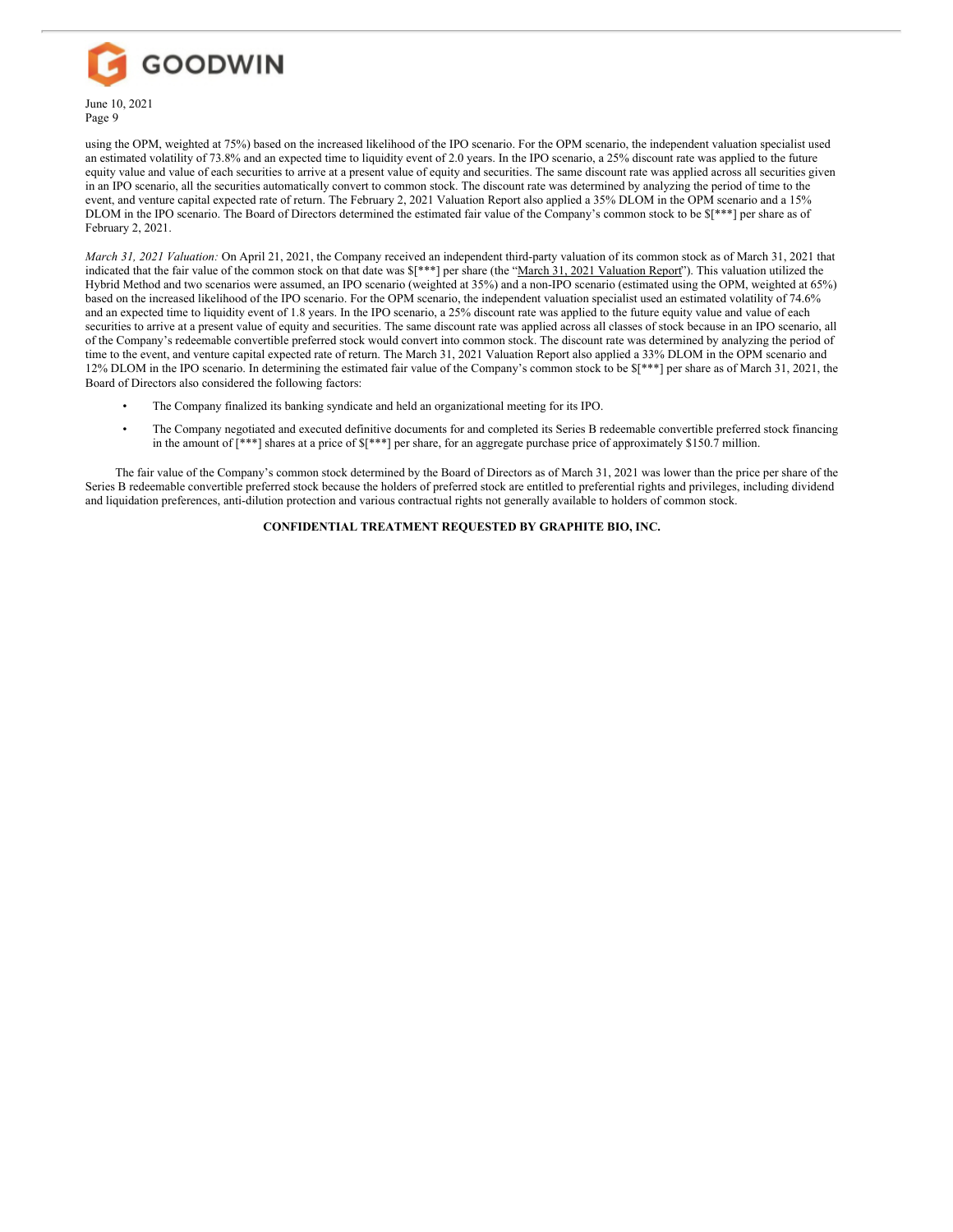using the OPM, weighted at 75%) based on the increased likelihood of the IPO scenario. For the OPM scenario, the independent valuation specialist used an estimated volatility of 73.8% and an expected time to liquidity event of 2.0 years. In the IPO scenario, a 25% discount rate was applied to the future equity value and value of each securities to arrive at a present value of equity and securities. The same discount rate was applied across all securities given in an IPO scenario, all the securities automatically convert to common stock. The discount rate was determined by analyzing the period of time to the event, and venture capital expected rate of return. The February 2, 2021 Valuation Report also applied a 35% DLOM in the OPM scenario and a 15% DLOM in the IPO scenario. The Board of Directors determined the estimated fair value of the Company's common stock to be $[***] per share as of February 2, 2021.

*March 31, 2021 Valuation:* On April 21, 2021, the Company received an independent third-party valuation of its common stock as of March 31, 2021 that indicated that the fair value of the common stock on that date was $[***] per share (the "March 31, 2021 Valuation Report"). This valuation utilized the Hybrid Method and two scenarios were assumed, an IPO scenario (weighted at 35%) and a non-IPO scenario (estimated using the OPM, weighted at 65%) based on the increased likelihood of the IPO scenario. For the OPM scenario, the independent valuation specialist used an estimated volatility of 74.6% and an expected time to liquidity event of 1.8 years. In the IPO scenario, a 25% discount rate was applied to the future equity value and value of each securities to arrive at a present value of equity and securities. The same discount rate was applied across all classes of stock because in an IPO scenario, all of the Company's redeemable convertible preferred stock would convert into common stock. The discount rate was determined by analyzing the period of time to the event, and venture capital expected rate of return. The March 31, 2021 Valuation Report also applied a 33% DLOM in the OPM scenario and 12% DLOM in the IPO scenario. In determining the estimated fair value of the Company's common stock to be $[***] per share as of March 31, 2021, the Board of Directors also considered the following factors:

- The Company finalized its banking syndicate and held an organizational meeting for its IPO.
- The Company negotiated and executed definitive documents for and completed its Series B redeemable convertible preferred stock financing in the amount of [***] shares at a price of $[***] per share, for an aggregate purchase price of approximately $150.7 million.

The fair value of the Company's common stock determined by the Board of Directors as of March 31, 2021 was lower than the price per share of the Series B redeemable convertible preferred stock because the holders of preferred stock are entitled to preferential rights and privileges, including dividend and liquidation preferences, anti-dilution protection and various contractual rights not generally available to holders of common stock.

**CONFIDENTIAL TREATMENT REQUESTED BY GRAPHITE BIO, INC.**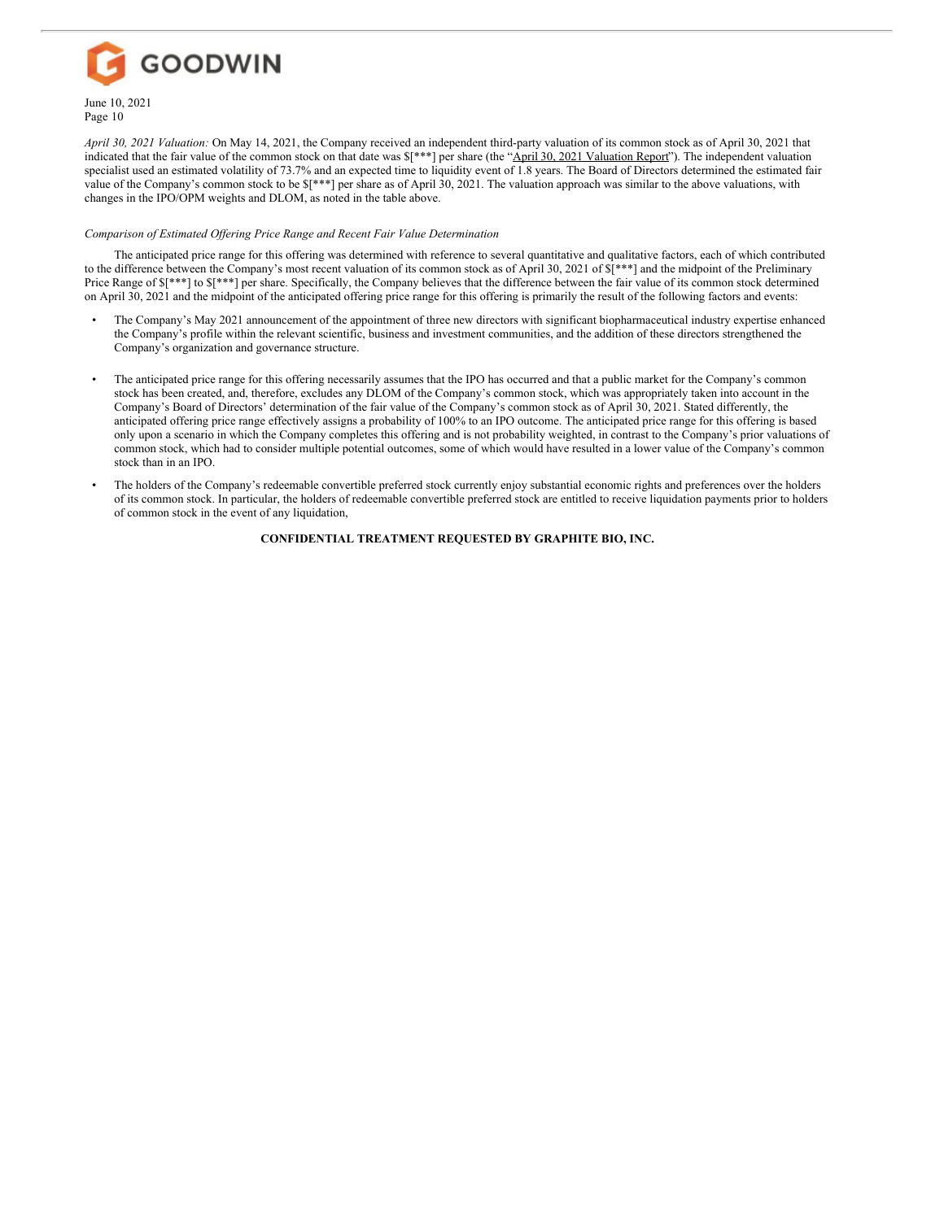*April 30, 2021 Valuation:* On May 14, 2021, the Company received an independent third-party valuation of its common stock as of April 30, 2021 that indicated that the fair value of the common stock on that date was $[***] per share (the "April 30, 2021 Valuation Report"). The independent valuation specialist used an estimated volatility of 73.7% and an expected time to liquidity event of 1.8 years. The Board of Directors determined the estimated fair value of the Company's common stock to be $[***] per share as of April 30, 2021. The valuation approach was similar to the above valuations, with changes in the IPO/OPM weights and DLOM, as noted in the table above.

*Comparison of Estimated Offering Price Range and Recent Fair Value Determination*

The anticipated price range for this offering was determined with reference to several quantitative and qualitative factors, each of which contributed to the difference between the Company's most recent valuation of its common stock as of April 30, 2021 of $[***] and the midpoint of the Preliminary Price Range of $[***] to $[***] per share. Specifically, the Company believes that the difference between the fair value of its common stock determined on April 30, 2021 and the midpoint of the anticipated offering price range for this offering is primarily the result of the following factors and events:

- The Company's May 2021 announcement of the appointment of three new directors with significant biopharmaceutical industry expertise enhanced the Company's profile within the relevant scientific, business and investment communities, and the addition of these directors strengthened the Company's organization and governance structure.
- The anticipated price range for this offering necessarily assumes that the IPO has occurred and that a public market for the Company's common stock has been created, and, therefore, excludes any DLOM of the Company's common stock, which was appropriately taken into account in the Company's Board of Directors' determination of the fair value of the Company's common stock as of April 30, 2021. Stated differently, the anticipated offering price range effectively assigns a probability of 100% to an IPO outcome. The anticipated price range for this offering is based only upon a scenario in which the Company completes this offering and is not probability weighted, in contrast to the Company's prior valuations of common stock, which had to consider multiple potential outcomes, some of which would have resulted in a lower value of the Company's common stock than in an IPO.
- The holders of the Company's redeemable convertible preferred stock currently enjoy substantial economic rights and preferences over the holders of its common stock. In particular, the holders of redeemable convertible preferred stock are entitled to receive liquidation payments prior to holders of common stock in the event of any liquidation,

**CONFIDENTIAL TREATMENT REQUESTED BY GRAPHITE BIO, INC.**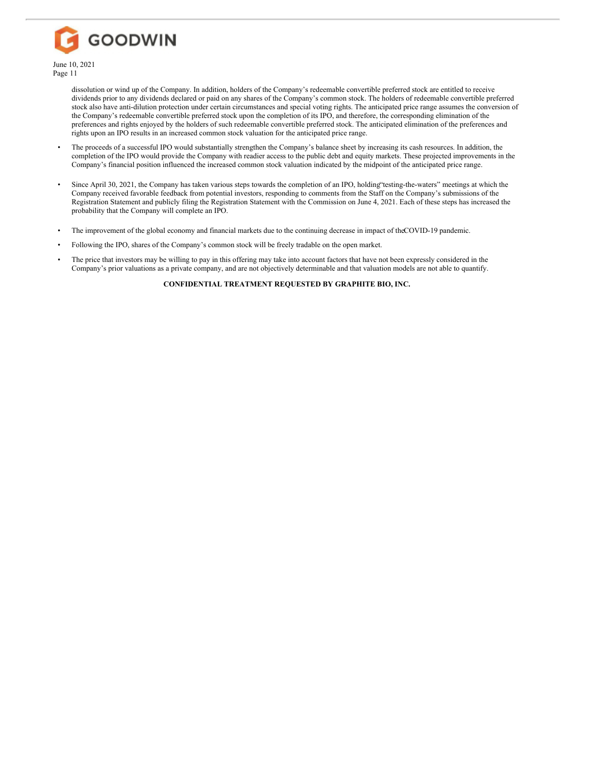dissolution or wind up of the Company. In addition, holders of the Company's redeemable convertible preferred stock are entitled to receive dividends prior to any dividends declared or paid on any shares of the Company's common stock. The holders of redeemable convertible preferred stock also have anti-dilution protection under certain circumstances and special voting rights. The anticipated price range assumes the conversion of the Company's redeemable convertible preferred stock upon the completion of its IPO, and therefore, the corresponding elimination of the preferences and rights enjoyed by the holders of such redeemable convertible preferred stock. The anticipated elimination of the preferences and rights upon an IPO results in an increased common stock valuation for the anticipated price range.

- The proceeds of a successful IPO would substantially strengthen the Company's balance sheet by increasing its cash resources. In addition, the completion of the IPO would provide the Company with readier access to the public debt and equity markets. These projected improvements in the Company's financial position influenced the increased common stock valuation indicated by the midpoint of the anticipated price range.

- Since April 30, 2021, the Company has taken various steps towards the completion of an IPO, holding "testing-the-waters" meetings at which the Company received favorable feedback from potential investors, responding to comments from the Staff on the Company's submissions of the Registration Statement and publicly filing the Registration Statement with the Commission on June 4, 2021. Each of these steps has increased the probability that the Company will complete an IPO.

- The improvement of the global economy and financial markets due to the continuing decrease in impact of the COVID-19 pandemic.

- Following the IPO, shares of the Company's common stock will be freely tradable on the open market.

- The price that investors may be willing to pay in this offering may take into account factors that have not been expressly considered in the Company's prior valuations as a private company, and are not objectively determinable and that valuation models are not able to quantify.

**CONFIDENTIAL TREATMENT REQUESTED BY GRAPHITE BIO, INC.**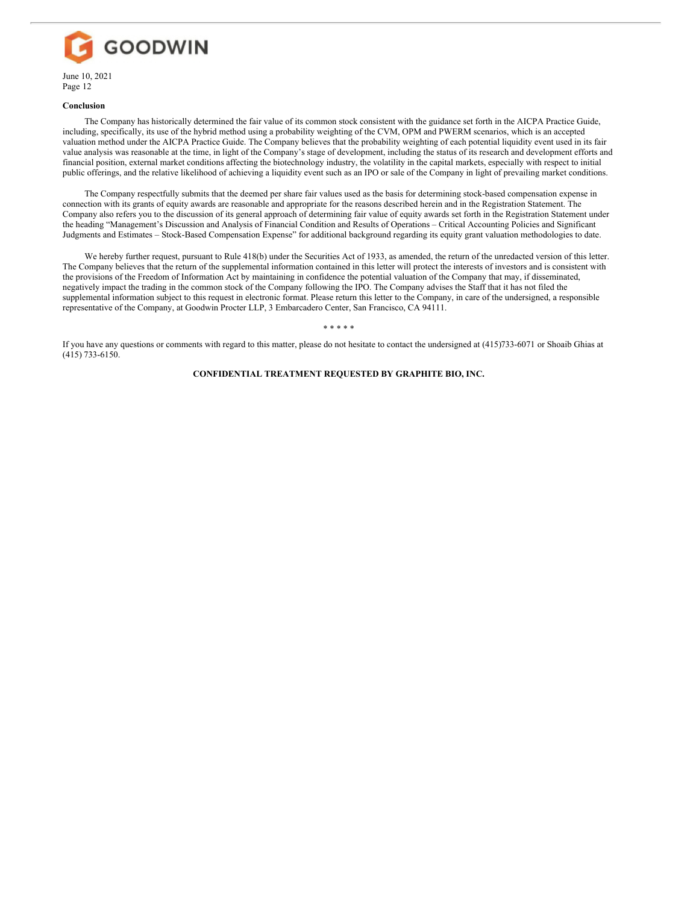**Conclusion**

The Company has historically determined the fair value of its common stock consistent with the guidance set forth in the AICPA Practice Guide, including, specifically, its use of the hybrid method using a probability weighting of the CVM, OPM and PWERM scenarios, which is an accepted valuation method under the AICPA Practice Guide. The Company believes that the probability weighting of each potential liquidity event used in its fair value analysis was reasonable at the time, in light of the Company's stage of development, including the status of its research and development efforts and financial position, external market conditions affecting the biotechnology industry, the volatility in the capital markets, especially with respect to initial public offerings, and the relative likelihood of achieving a liquidity event such as an IPO or sale of the Company in light of prevailing market conditions.

The Company respectfully submits that the deemed per share fair values used as the basis for determining stock-based compensation expense in connection with its grants of equity awards are reasonable and appropriate for the reasons described herein and in the Registration Statement. The Company also refers you to the discussion of its general approach of determining fair value of equity awards set forth in the Registration Statement under the heading "Management's Discussion and Analysis of Financial Condition and Results of Operations – Critical Accounting Policies and Significant Judgments and Estimates – Stock-Based Compensation Expense" for additional background regarding its equity grant valuation methodologies to date.

We hereby further request, pursuant to Rule 418(b) under the Securities Act of 1933, as amended, the return of the unredacted version of this letter. The Company believes that the return of the supplemental information contained in this letter will protect the interests of investors and is consistent with the provisions of the Freedom of Information Act by maintaining in confidence the potential valuation of the Company that may, if disseminated, negatively impact the trading in the common stock of the Company following the IPO. The Company advises the Staff that it has not filed the supplemental information subject to this request in electronic format. Please return this letter to the Company, in care of the undersigned, a responsible representative of the Company, at Goodwin Procter LLP, 3 Embarcadero Center, San Francisco, CA 94111.

\* \* \* \* \*

If you have any questions or comments with regard to this matter, please do not hesitate to contact the undersigned at (415)733-6071 or Shoaib Ghias at (415) 733-6150.

**CONFIDENTIAL TREATMENT REQUESTED BY GRAPHITE BIO, INC.**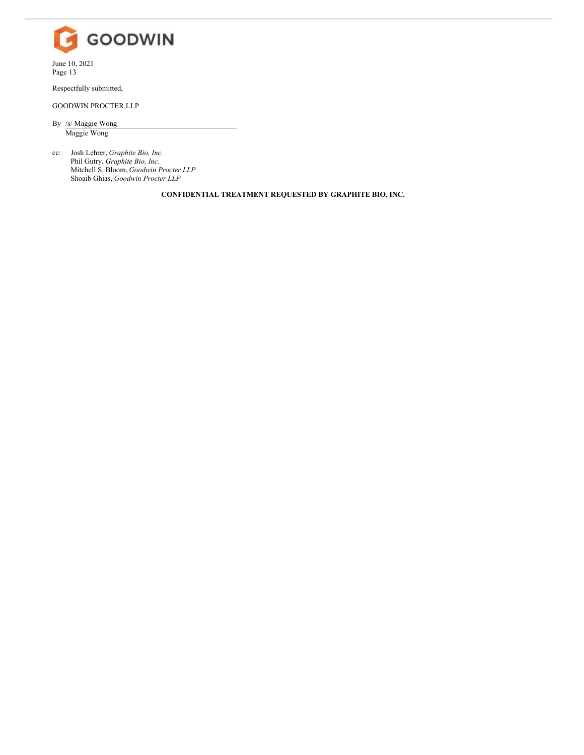Respectfully submitted,

GOODWIN PROCTER LLP

By /s/ Maggie Wong
Maggie Wong

cc: Josh Lehrer, *Graphite Bio, Inc.*
Phil Gutry, *Graphite Bio, Inc.*
Mitchell S. Bloom, *Goodwin Procter LLP*
Shoaib Ghias, *Goodwin Procter LLP*

**CONFIDENTIAL TREATMENT REQUESTED BY GRAPHITE BIO, INC.**